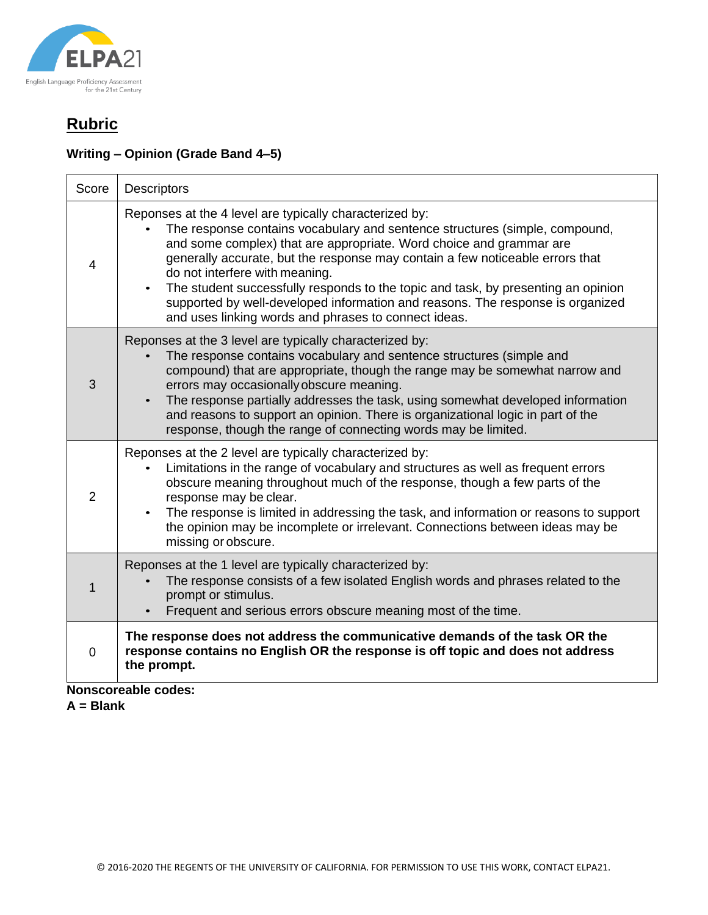## Rubric

### Writing – Opinion (Grade Band 4–5)

| Score | Descriptors |
|---|---|
| 4 | Reponses at the 4 level are typically characterized by:<br>• The response contains vocabulary and sentence structures (simple, compound, and some complex) that are appropriate. Word choice and grammar are generally accurate, but the response may contain a few noticeable errors that do not interfere with meaning.<br>• The student successfully responds to the topic and task, by presenting an opinion supported by well-developed information and reasons. The response is organized and uses linking words and phrases to connect ideas. |
| 3 | Reponses at the 3 level are typically characterized by:<br>• The response contains vocabulary and sentence structures (simple and compound) that are appropriate, though the range may be somewhat narrow and errors may occasionally obscure meaning.<br>• The response partially addresses the task, using somewhat developed information and reasons to support an opinion. There is organizational logic in part of the response, though the range of connecting words may be limited. |
| 2 | Reponses at the 2 level are typically characterized by:<br>• Limitations in the range of vocabulary and structures as well as frequent errors obscure meaning throughout much of the response, though a few parts of the response may be clear.<br>• The response is limited in addressing the task, and information or reasons to support the opinion may be incomplete or irrelevant. Connections between ideas may be missing or obscure. |
| 1 | Reponses at the 1 level are typically characterized by:<br>• The response consists of a few isolated English words and phrases related to the prompt or stimulus.<br>• Frequent and serious errors obscure meaning most of the time. |
| 0 | **The response does not address the communicative demands of the task OR the response contains no English OR the response is off topic and does not address the prompt.** |

**Nonscoreable codes:**
**A = Blank**

© 2016-2020 THE REGENTS OF THE UNIVERSITY OF CALIFORNIA. FOR PERMISSION TO USE THIS WORK, CONTACT ELPA21.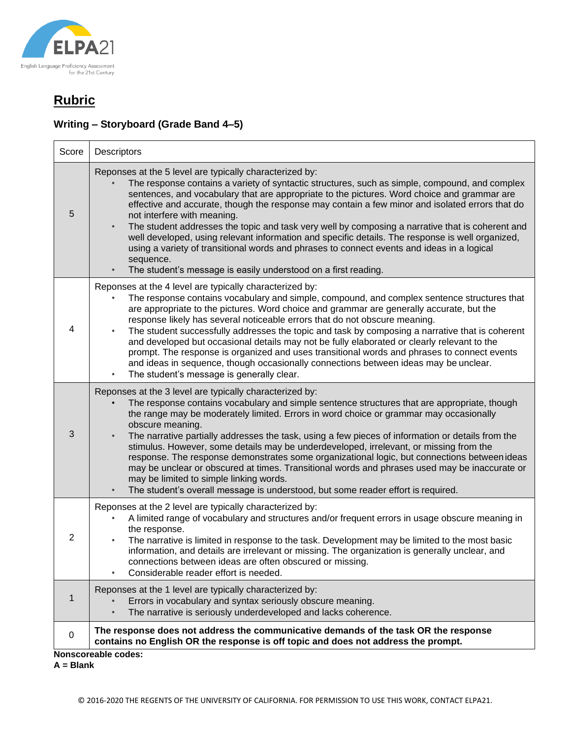ELPA21

English Language Proficiency Assessment for the 21st Century

# Rubric

### Writing – Storyboard (Grade Band 4–5)

| Score | Descriptors |
|---|---|
| 5 | Reponses at the 5 level are typically characterized by:<br>• The response contains a variety of syntactic structures, such as simple, compound, and complex sentences, and vocabulary that are appropriate to the pictures. Word choice and grammar are effective and accurate, though the response may contain a few minor and isolated errors that do not interfere with meaning.<br>• The student addresses the topic and task very well by composing a narrative that is coherent and well developed, using relevant information and specific details. The response is well organized, using a variety of transitional words and phrases to connect events and ideas in a logical sequence.<br>• The student's message is easily understood on a first reading. |
| 4 | Reponses at the 4 level are typically characterized by:<br>• The response contains vocabulary and simple, compound, and complex sentence structures that are appropriate to the pictures. Word choice and grammar are generally accurate, but the response likely has several noticeable errors that do not obscure meaning.<br>• The student successfully addresses the topic and task by composing a narrative that is coherent and developed but occasional details may not be fully elaborated or clearly relevant to the prompt. The response is organized and uses transitional words and phrases to connect events and ideas in sequence, though occasionally connections between ideas may be unclear.<br>• The student's message is generally clear. |
| 3 | Reponses at the 3 level are typically characterized by:<br>• The response contains vocabulary and simple sentence structures that are appropriate, though the range may be moderately limited. Errors in word choice or grammar may occasionally obscure meaning.<br>• The narrative partially addresses the task, using a few pieces of information or details from the stimulus. However, some details may be underdeveloped, irrelevant, or missing from the response. The response demonstrates some organizational logic, but connections between ideas may be unclear or obscured at times. Transitional words and phrases used may be inaccurate or may be limited to simple linking words.<br>• The student's overall message is understood, but some reader effort is required. |
| 2 | Reponses at the 2 level are typically characterized by:<br>• A limited range of vocabulary and structures and/or frequent errors in usage obscure meaning in the response.<br>• The narrative is limited in response to the task. Development may be limited to the most basic information, and details are irrelevant or missing. The organization is generally unclear, and connections between ideas are often obscured or missing.<br>• Considerable reader effort is needed. |
| 1 | Reponses at the 1 level are typically characterized by:<br>• Errors in vocabulary and syntax seriously obscure meaning.<br>• The narrative is seriously underdeveloped and lacks coherence. |
| 0 | **The response does not address the communicative demands of the task OR the response contains no English OR the response is off topic and does not address the prompt.** |

**Nonscoreable codes:**

**A = Blank**

© 2016-2020 THE REGENTS OF THE UNIVERSITY OF CALIFORNIA. FOR PERMISSION TO USE THIS WORK, CONTACT ELPA21.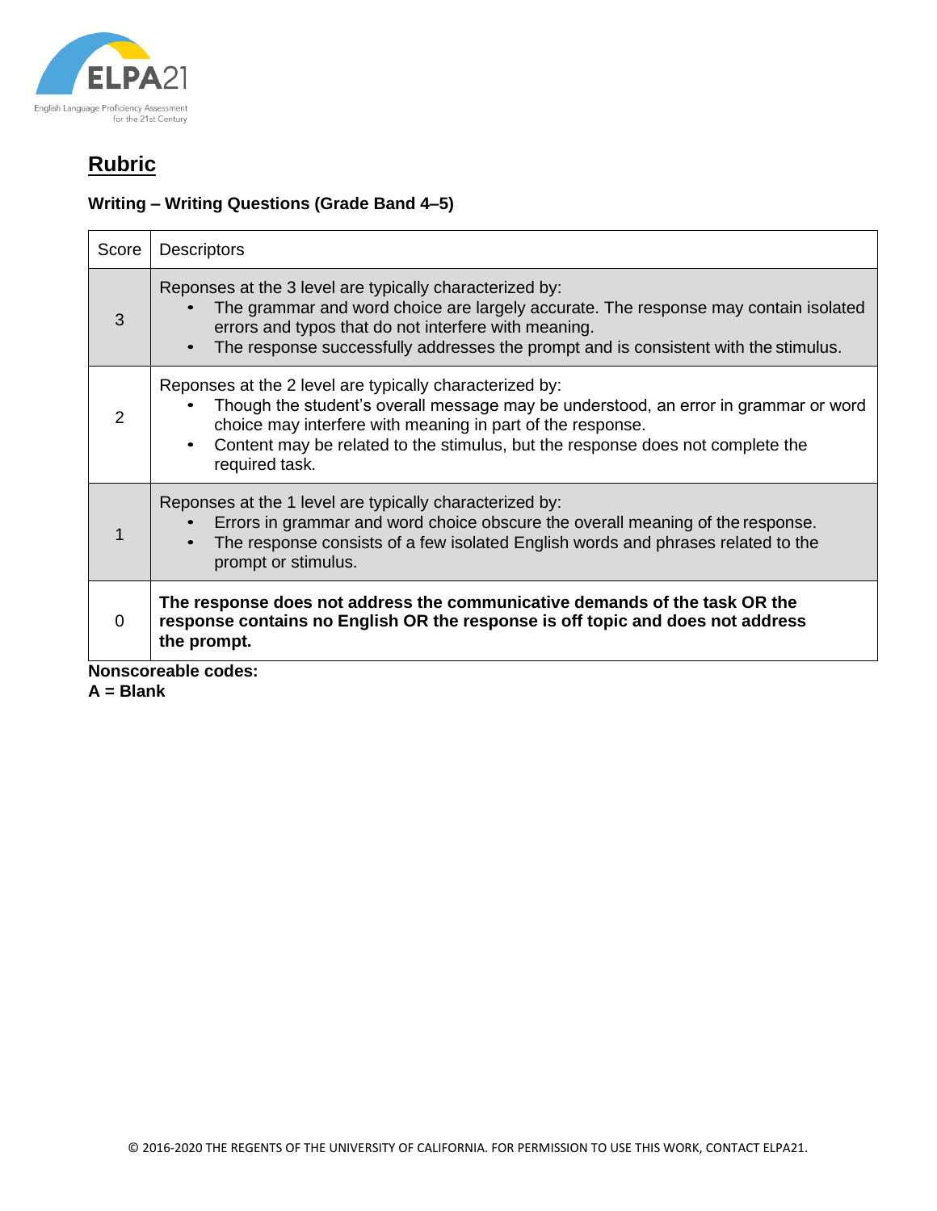## Rubric

### Writing – Writing Questions (Grade Band 4–5)

| Score | Descriptors |
|---|---|
| 3 | Reponses at the 3 level are typically characterized by:<br>• The grammar and word choice are largely accurate. The response may contain isolated errors and typos that do not interfere with meaning.<br>• The response successfully addresses the prompt and is consistent with the stimulus. |
| 2 | Reponses at the 2 level are typically characterized by:<br>• Though the student's overall message may be understood, an error in grammar or word choice may interfere with meaning in part of the response.<br>• Content may be related to the stimulus, but the response does not complete the required task. |
| 1 | Reponses at the 1 level are typically characterized by:<br>• Errors in grammar and word choice obscure the overall meaning of the response.<br>• The response consists of a few isolated English words and phrases related to the prompt or stimulus. |
| 0 | **The response does not address the communicative demands of the task OR the response contains no English OR the response is off topic and does not address the prompt.** |

**Nonscoreable codes:**
**A = Blank**

© 2016-2020 THE REGENTS OF THE UNIVERSITY OF CALIFORNIA. FOR PERMISSION TO USE THIS WORK, CONTACT ELPA21.